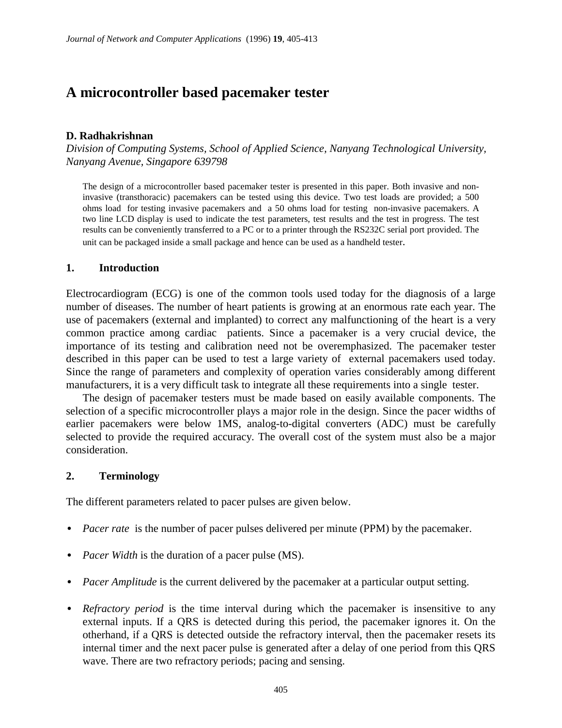# A microcontroller based pacemaker tester

**D. Radhakrishnan**

*Division of Computing Systems, School of Applied Science, Nanyang Technological University, Nanyang Avenue, Singapore 639798*

The design of a microcontroller based pacemaker tester is presented in this paper. Both invasive and non-invasive (transthoracic) pacemakers can be tested using this device. Two test loads are provided; a 500 ohms load for testing invasive pacemakers and a 50 ohms load for testing non-invasive pacemakers. A two line LCD display is used to indicate the test parameters, test results and the test in progress. The test results can be conveniently transferred to a PC or to a printer through the RS232C serial port provided. The unit can be packaged inside a small package and hence can be used as a handheld tester.

## 1. Introduction

Electrocardiogram (ECG) is one of the common tools used today for the diagnosis of a large number of diseases. The number of heart patients is growing at an enormous rate each year. The use of pacemakers (external and implanted) to correct any malfunctioning of the heart is a very common practice among cardiac patients. Since a pacemaker is a very crucial device, the importance of its testing and calibration need not be overemphasized. The pacemaker tester described in this paper can be used to test a large variety of external pacemakers used today. Since the range of parameters and complexity of operation varies considerably among different manufacturers, it is a very difficult task to integrate all these requirements into a single tester.

The design of pacemaker testers must be made based on easily available components. The selection of a specific microcontroller plays a major role in the design. Since the pacer widths of earlier pacemakers were below 1MS, analog-to-digital converters (ADC) must be carefully selected to provide the required accuracy. The overall cost of the system must also be a major consideration.

## 2. Terminology

The different parameters related to pacer pulses are given below.

- *Pacer rate* is the number of pacer pulses delivered per minute (PPM) by the pacemaker.
- *Pacer Width* is the duration of a pacer pulse (MS).
- *Pacer Amplitude* is the current delivered by the pacemaker at a particular output setting.
- *Refractory period* is the time interval during which the pacemaker is insensitive to any external inputs. If a QRS is detected during this period, the pacemaker ignores it. On the otherhand, if a QRS is detected outside the refractory interval, then the pacemaker resets its internal timer and the next pacer pulse is generated after a delay of one period from this QRS wave. There are two refractory periods; pacing and sensing.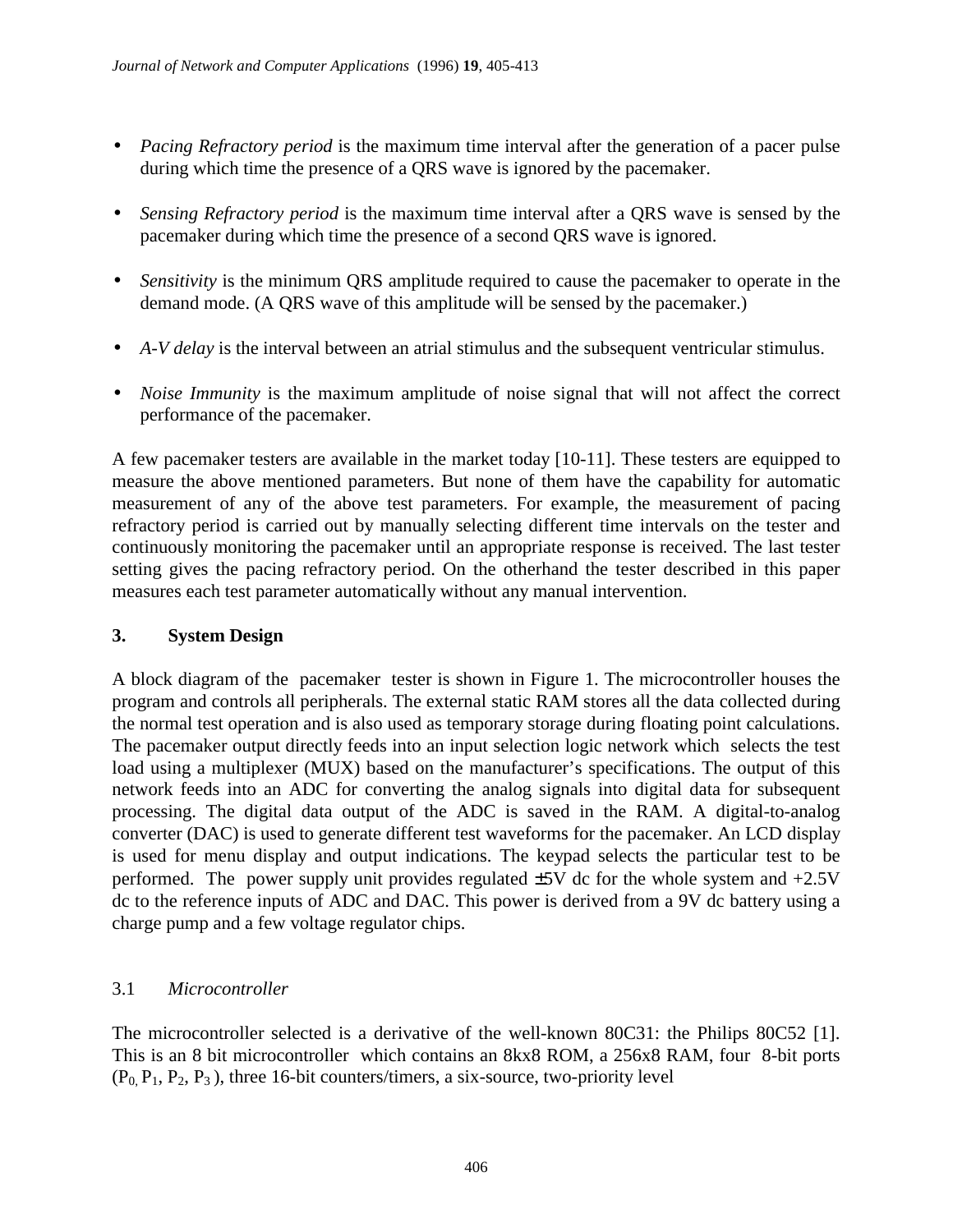- *Pacing Refractory period* is the maximum time interval after the generation of a pacer pulse during which time the presence of a QRS wave is ignored by the pacemaker.

- *Sensing Refractory period* is the maximum time interval after a QRS wave is sensed by the pacemaker during which time the presence of a second QRS wave is ignored.

- *Sensitivity* is the minimum QRS amplitude required to cause the pacemaker to operate in the demand mode. (A QRS wave of this amplitude will be sensed by the pacemaker.)

- *A-V delay* is the interval between an atrial stimulus and the subsequent ventricular stimulus.

- *Noise Immunity* is the maximum amplitude of noise signal that will not affect the correct performance of the pacemaker.

A few pacemaker testers are available in the market today [10-11]. These testers are equipped to measure the above mentioned parameters. But none of them have the capability for automatic measurement of any of the above test parameters. For example, the measurement of pacing refractory period is carried out by manually selecting different time intervals on the tester and continuously monitoring the pacemaker until an appropriate response is received. The last tester setting gives the pacing refractory period. On the otherhand the tester described in this paper measures each test parameter automatically without any manual intervention.

## 3. System Design

A block diagram of the pacemaker tester is shown in Figure 1. The microcontroller houses the program and controls all peripherals. The external static RAM stores all the data collected during the normal test operation and is also used as temporary storage during floating point calculations. The pacemaker output directly feeds into an input selection logic network which selects the test load using a multiplexer (MUX) based on the manufacturer's specifications. The output of this network feeds into an ADC for converting the analog signals into digital data for subsequent processing. The digital data output of the ADC is saved in the RAM. A digital-to-analog converter (DAC) is used to generate different test waveforms for the pacemaker. An LCD display is used for menu display and output indications. The keypad selects the particular test to be performed. The power supply unit provides regulated ±5V dc for the whole system and +2.5V dc to the reference inputs of ADC and DAC. This power is derived from a 9V dc battery using a charge pump and a few voltage regulator chips.

### 3.1 *Microcontroller*

The microcontroller selected is a derivative of the well-known 80C31: the Philips 80C52 [1]. This is an 8 bit microcontroller which contains an 8kx8 ROM, a 256x8 RAM, four 8-bit ports ($P_0$, $P_1$, $P_2$, $P_3$), three 16-bit counters/timers, a six-source, two-priority level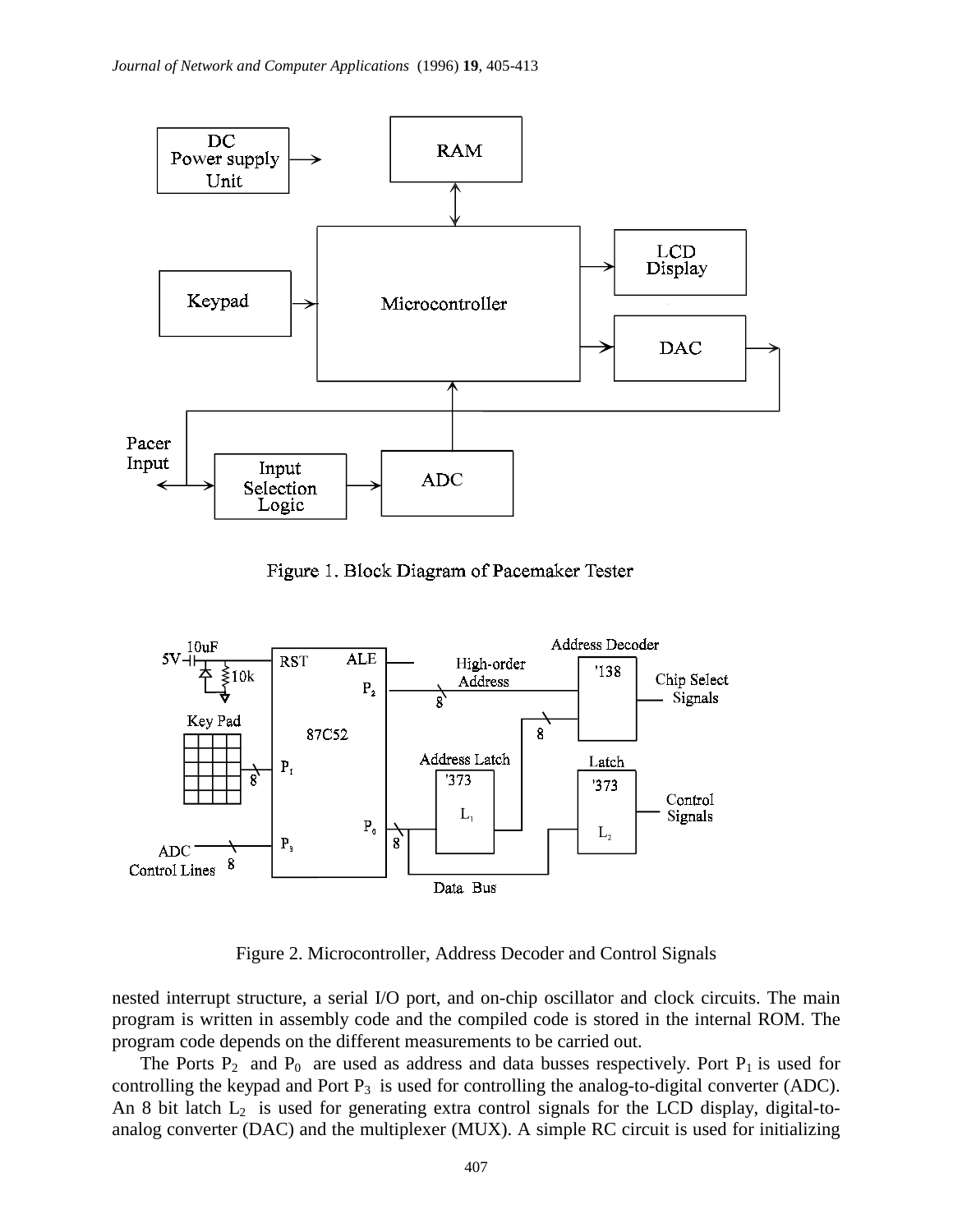Figure 1. Block Diagram of Pacemaker Tester

Figure 2. Microcontroller, Address Decoder and Control Signals

nested interrupt structure, a serial I/O port, and on-chip oscillator and clock circuits. The main program is written in assembly code and the compiled code is stored in the internal ROM. The program code depends on the different measurements to be carried out.

The Ports $P_2$ and $P_0$ are used as address and data busses respectively. Port $P_1$ is used for controlling the keypad and Port $P_3$ is used for controlling the analog-to-digital converter (ADC). An 8 bit latch $L_2$ is used for generating extra control signals for the LCD display, digital-to-analog converter (DAC) and the multiplexer (MUX). A simple RC circuit is used for initializing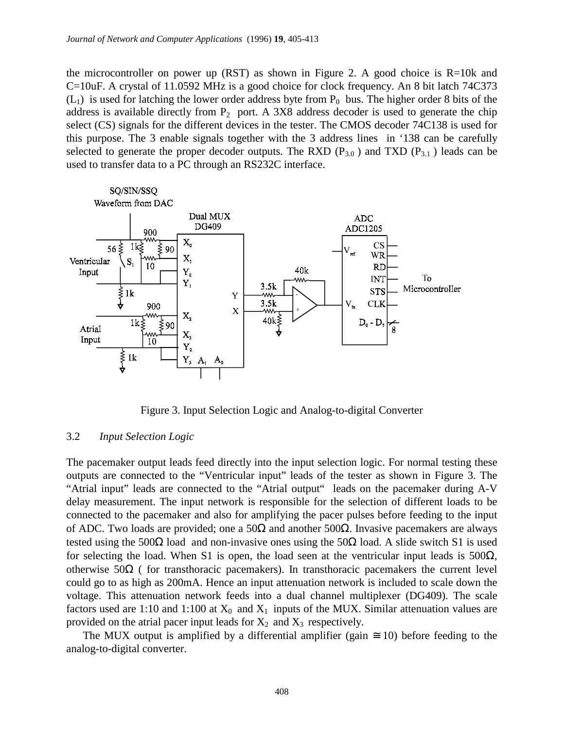the microcontroller on power up (RST) as shown in Figure 2. A good choice is R=10k and C=10uF. A crystal of 11.0592 MHz is a good choice for clock frequency. An 8 bit latch 74C373 ($L_1$) is used for latching the lower order address byte from $P_0$ bus. The higher order 8 bits of the address is available directly from $P_2$ port. A 3X8 address decoder is used to generate the chip select (CS) signals for the different devices in the tester. The CMOS decoder 74C138 is used for this purpose. The 3 enable signals together with the 3 address lines in '138 can be carefully selected to generate the proper decoder outputs. The RXD ($P_{3.0}$ ) and TXD ($P_{3.1}$ ) leads can be used to transfer data to a PC through an RS232C interface.

Figure 3. Input Selection Logic and Analog-to-digital Converter

### 3.2 *Input Selection Logic*

The pacemaker output leads feed directly into the input selection logic. For normal testing these outputs are connected to the "Ventricular input" leads of the tester as shown in Figure 3. The "Atrial input" leads are connected to the "Atrial output" leads on the pacemaker during A-V delay measurement. The input network is responsible for the selection of different loads to be connected to the pacemaker and also for amplifying the pacer pulses before feeding to the input of ADC. Two loads are provided; one a 50Ω and another 500Ω. Invasive pacemakers are always tested using the 500Ω load and non-invasive ones using the 50Ω load. A slide switch S1 is used for selecting the load. When S1 is open, the load seen at the ventricular input leads is 500Ω, otherwise 50Ω ( for transthoracic pacemakers). In transthoracic pacemakers the current level could go to as high as 200mA. Hence an input attenuation network is included to scale down the voltage. This attenuation network feeds into a dual channel multiplexer (DG409). The scale factors used are 1:10 and 1:100 at $X_0$ and $X_1$ inputs of the MUX. Similar attenuation values are provided on the atrial pacer input leads for $X_2$ and $X_3$ respectively.

The MUX output is amplified by a differential amplifier (gain $\cong 10$) before feeding to the analog-to-digital converter.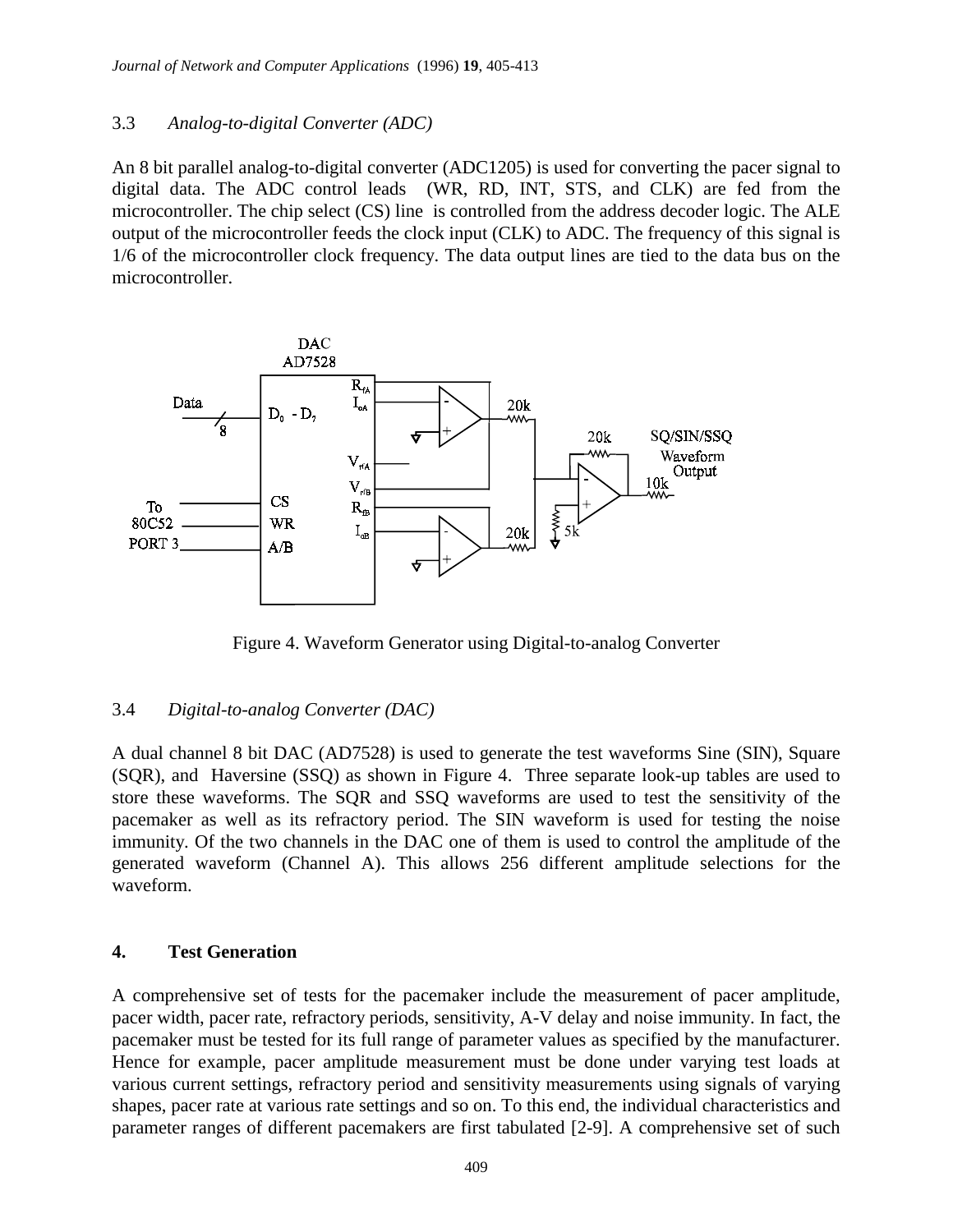### 3.3 *Analog-to-digital Converter (ADC)*

An 8 bit parallel analog-to-digital converter (ADC1205) is used for converting the pacer signal to digital data. The ADC control leads (WR, RD, INT, STS, and CLK) are fed from the microcontroller. The chip select (CS) line is controlled from the address decoder logic. The ALE output of the microcontroller feeds the clock input (CLK) to ADC. The frequency of this signal is 1/6 of the microcontroller clock frequency. The data output lines are tied to the data bus on the microcontroller.

Figure 4. Waveform Generator using Digital-to-analog Converter

### 3.4 *Digital-to-analog Converter (DAC)*

A dual channel 8 bit DAC (AD7528) is used to generate the test waveforms Sine (SIN), Square (SQR), and Haversine (SSQ) as shown in Figure 4. Three separate look-up tables are used to store these waveforms. The SQR and SSQ waveforms are used to test the sensitivity of the pacemaker as well as its refractory period. The SIN waveform is used for testing the noise immunity. Of the two channels in the DAC one of them is used to control the amplitude of the generated waveform (Channel A). This allows 256 different amplitude selections for the waveform.

## 4. Test Generation

A comprehensive set of tests for the pacemaker include the measurement of pacer amplitude, pacer width, pacer rate, refractory periods, sensitivity, A-V delay and noise immunity. In fact, the pacemaker must be tested for its full range of parameter values as specified by the manufacturer. Hence for example, pacer amplitude measurement must be done under varying test loads at various current settings, refractory period and sensitivity measurements using signals of varying shapes, pacer rate at various rate settings and so on. To this end, the individual characteristics and parameter ranges of different pacemakers are first tabulated [2-9]. A comprehensive set of such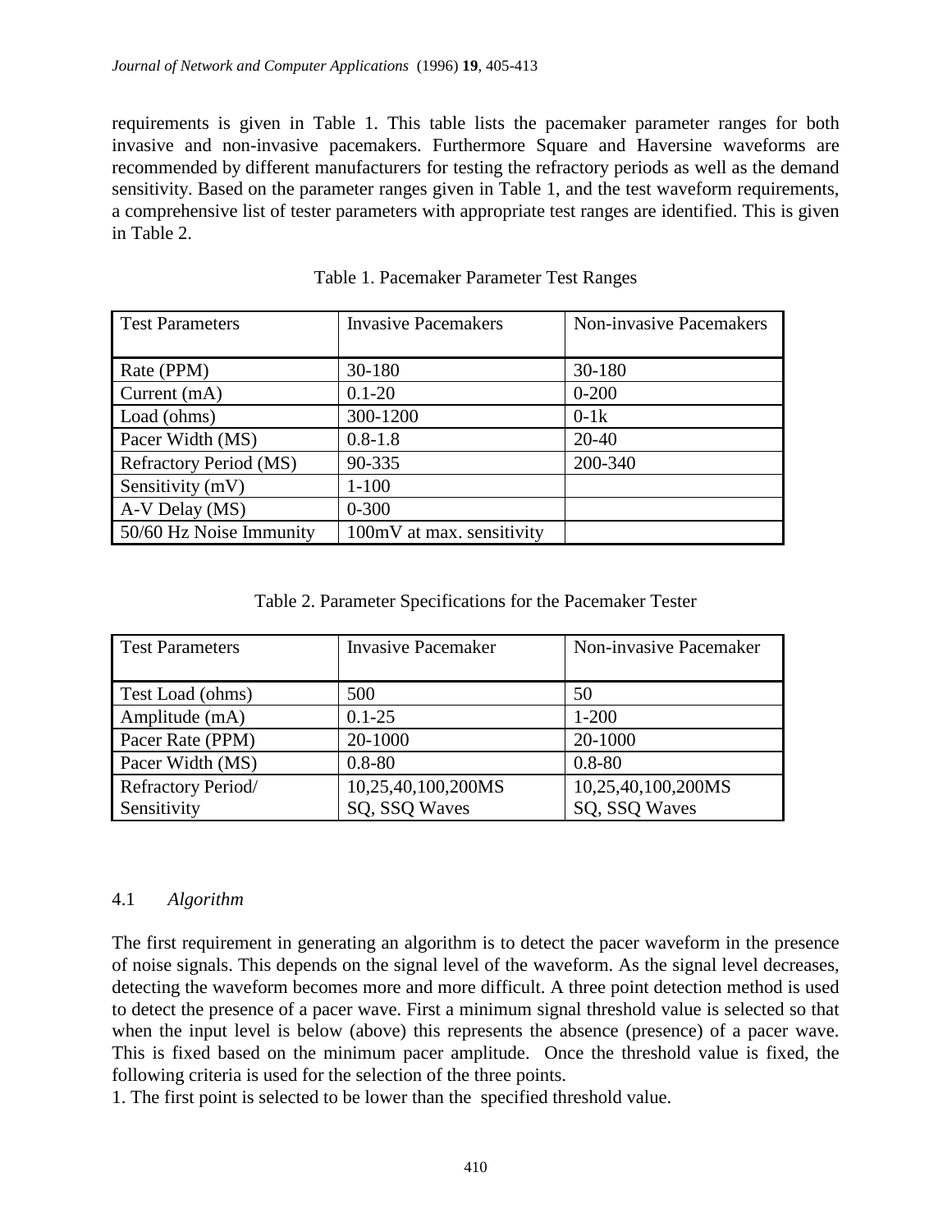requirements is given in Table 1. This table lists the pacemaker parameter ranges for both invasive and non-invasive pacemakers. Furthermore Square and Haversine waveforms are recommended by different manufacturers for testing the refractory periods as well as the demand sensitivity. Based on the parameter ranges given in Table 1, and the test waveform requirements, a comprehensive list of tester parameters with appropriate test ranges are identified. This is given in Table 2.

Table 1. Pacemaker Parameter Test Ranges

| Test Parameters | Invasive Pacemakers | Non-invasive Pacemakers |
|---|---|---|
| Rate (PPM) | 30-180 | 30-180 |
| Current (mA) | 0.1-20 | 0-200 |
| Load (ohms) | 300-1200 | 0-1k |
| Pacer Width (MS) | 0.8-1.8 | 20-40 |
| Refractory Period (MS) | 90-335 | 200-340 |
| Sensitivity (mV) | 1-100 | |
| A-V Delay (MS) | 0-300 | |
| 50/60 Hz Noise Immunity | 100mV at max. sensitivity | |

Table 2. Parameter Specifications for the Pacemaker Tester

| Test Parameters | Invasive Pacemaker | Non-invasive Pacemaker |
|---|---|---|
| Test Load (ohms) | 500 | 50 |
| Amplitude (mA) | 0.1-25 | 1-200 |
| Pacer Rate (PPM) | 20-1000 | 20-1000 |
| Pacer Width (MS) | 0.8-80 | 0.8-80 |
| Refractory Period/ Sensitivity | 10,25,40,100,200MS SQ, SSQ Waves | 10,25,40,100,200MS SQ, SSQ Waves |

### 4.1 *Algorithm*

The first requirement in generating an algorithm is to detect the pacer waveform in the presence of noise signals. This depends on the signal level of the waveform. As the signal level decreases, detecting the waveform becomes more and more difficult. A three point detection method is used to detect the presence of a pacer wave. First a minimum signal threshold value is selected so that when the input level is below (above) this represents the absence (presence) of a pacer wave. This is fixed based on the minimum pacer amplitude. Once the threshold value is fixed, the following criteria is used for the selection of the three points.

1. The first point is selected to be lower than the specified threshold value.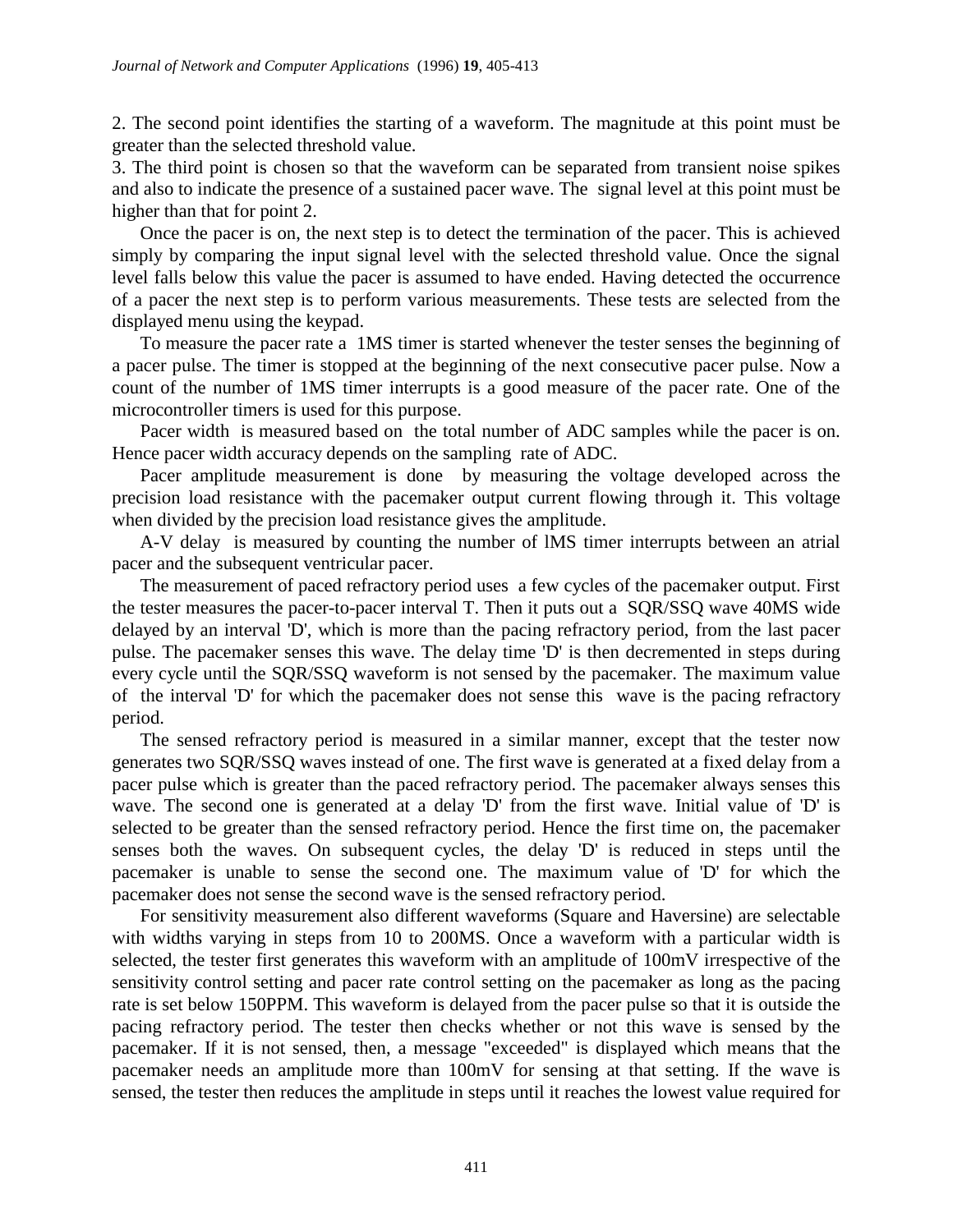2. The second point identifies the starting of a waveform. The magnitude at this point must be greater than the selected threshold value.

3. The third point is chosen so that the waveform can be separated from transient noise spikes and also to indicate the presence of a sustained pacer wave. The signal level at this point must be higher than that for point 2.

Once the pacer is on, the next step is to detect the termination of the pacer. This is achieved simply by comparing the input signal level with the selected threshold value. Once the signal level falls below this value the pacer is assumed to have ended. Having detected the occurrence of a pacer the next step is to perform various measurements. These tests are selected from the displayed menu using the keypad.

To measure the pacer rate a 1MS timer is started whenever the tester senses the beginning of a pacer pulse. The timer is stopped at the beginning of the next consecutive pacer pulse. Now a count of the number of 1MS timer interrupts is a good measure of the pacer rate. One of the microcontroller timers is used for this purpose.

Pacer width is measured based on the total number of ADC samples while the pacer is on. Hence pacer width accuracy depends on the sampling rate of ADC.

Pacer amplitude measurement is done by measuring the voltage developed across the precision load resistance with the pacemaker output current flowing through it. This voltage when divided by the precision load resistance gives the amplitude.

A-V delay is measured by counting the number of lMS timer interrupts between an atrial pacer and the subsequent ventricular pacer.

The measurement of paced refractory period uses a few cycles of the pacemaker output. First the tester measures the pacer-to-pacer interval T. Then it puts out a SQR/SSQ wave 40MS wide delayed by an interval 'D', which is more than the pacing refractory period, from the last pacer pulse. The pacemaker senses this wave. The delay time 'D' is then decremented in steps during every cycle until the SQR/SSQ waveform is not sensed by the pacemaker. The maximum value of the interval 'D' for which the pacemaker does not sense this wave is the pacing refractory period.

The sensed refractory period is measured in a similar manner, except that the tester now generates two SQR/SSQ waves instead of one. The first wave is generated at a fixed delay from a pacer pulse which is greater than the paced refractory period. The pacemaker always senses this wave. The second one is generated at a delay 'D' from the first wave. Initial value of 'D' is selected to be greater than the sensed refractory period. Hence the first time on, the pacemaker senses both the waves. On subsequent cycles, the delay 'D' is reduced in steps until the pacemaker is unable to sense the second one. The maximum value of 'D' for which the pacemaker does not sense the second wave is the sensed refractory period.

For sensitivity measurement also different waveforms (Square and Haversine) are selectable with widths varying in steps from 10 to 200MS. Once a waveform with a particular width is selected, the tester first generates this waveform with an amplitude of 100mV irrespective of the sensitivity control setting and pacer rate control setting on the pacemaker as long as the pacing rate is set below 150PPM. This waveform is delayed from the pacer pulse so that it is outside the pacing refractory period. The tester then checks whether or not this wave is sensed by the pacemaker. If it is not sensed, then, a message "exceeded" is displayed which means that the pacemaker needs an amplitude more than 100mV for sensing at that setting. If the wave is sensed, the tester then reduces the amplitude in steps until it reaches the lowest value required for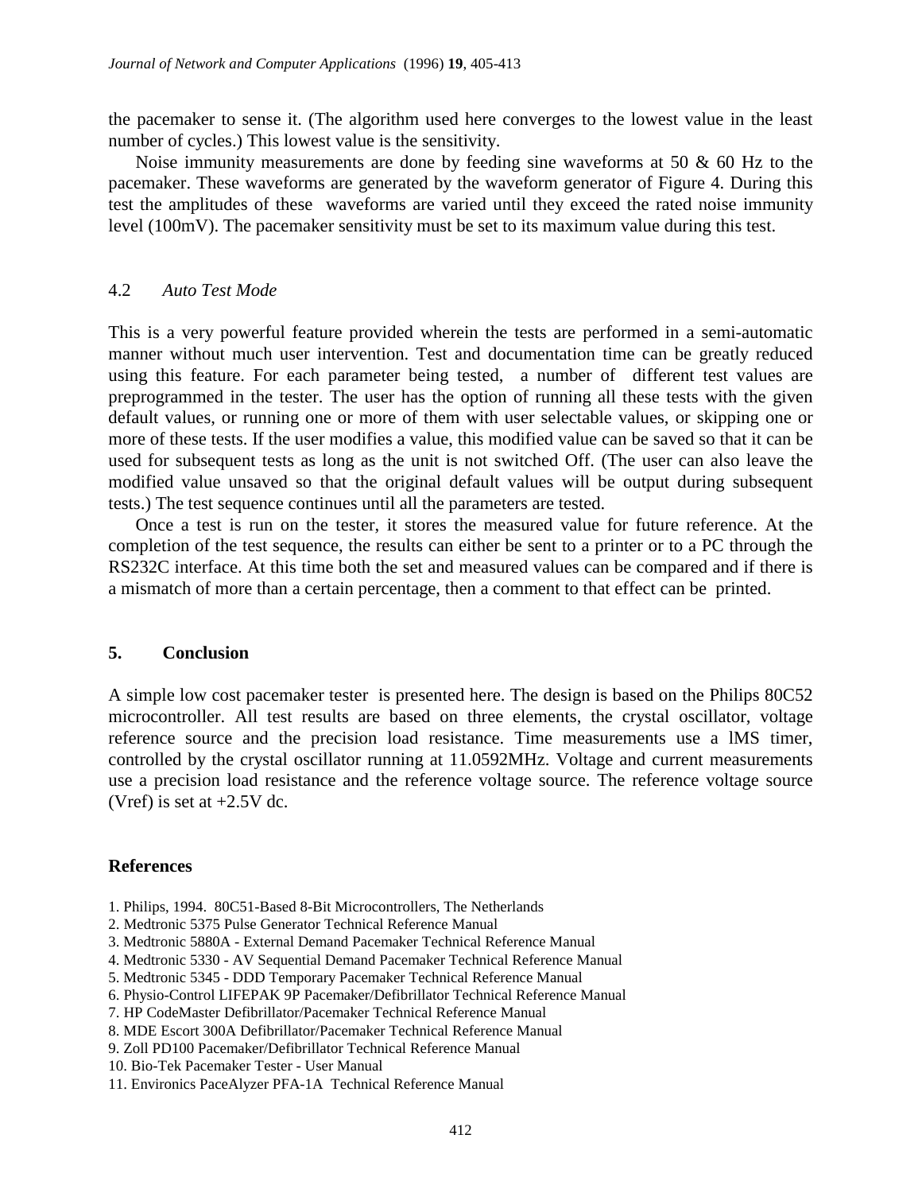the pacemaker to sense it. (The algorithm used here converges to the lowest value in the least number of cycles.) This lowest value is the sensitivity.

Noise immunity measurements are done by feeding sine waveforms at 50 & 60 Hz to the pacemaker. These waveforms are generated by the waveform generator of Figure 4. During this test the amplitudes of these waveforms are varied until they exceed the rated noise immunity level (100mV). The pacemaker sensitivity must be set to its maximum value during this test.

### 4.2 *Auto Test Mode*

This is a very powerful feature provided wherein the tests are performed in a semi-automatic manner without much user intervention. Test and documentation time can be greatly reduced using this feature. For each parameter being tested, a number of different test values are preprogrammed in the tester. The user has the option of running all these tests with the given default values, or running one or more of them with user selectable values, or skipping one or more of these tests. If the user modifies a value, this modified value can be saved so that it can be used for subsequent tests as long as the unit is not switched Off. (The user can also leave the modified value unsaved so that the original default values will be output during subsequent tests.) The test sequence continues until all the parameters are tested.

Once a test is run on the tester, it stores the measured value for future reference. At the completion of the test sequence, the results can either be sent to a printer or to a PC through the RS232C interface. At this time both the set and measured values can be compared and if there is a mismatch of more than a certain percentage, then a comment to that effect can be printed.

## 5. Conclusion

A simple low cost pacemaker tester is presented here. The design is based on the Philips 80C52 microcontroller. All test results are based on three elements, the crystal oscillator, voltage reference source and the precision load resistance. Time measurements use a lMS timer, controlled by the crystal oscillator running at 11.0592MHz. Voltage and current measurements use a precision load resistance and the reference voltage source. The reference voltage source (Vref) is set at +2.5V dc.

## References

1. Philips, 1994. 80C51-Based 8-Bit Microcontrollers, The Netherlands
2. Medtronic 5375 Pulse Generator Technical Reference Manual
3. Medtronic 5880A - External Demand Pacemaker Technical Reference Manual
4. Medtronic 5330 - AV Sequential Demand Pacemaker Technical Reference Manual
5. Medtronic 5345 - DDD Temporary Pacemaker Technical Reference Manual
6. Physio-Control LIFEPAK 9P Pacemaker/Defibrillator Technical Reference Manual
7. HP CodeMaster Defibrillator/Pacemaker Technical Reference Manual
8. MDE Escort 300A Defibrillator/Pacemaker Technical Reference Manual
9. Zoll PD100 Pacemaker/Defibrillator Technical Reference Manual
10. Bio-Tek Pacemaker Tester - User Manual
11. Environics PaceAlyzer PFA-1A Technical Reference Manual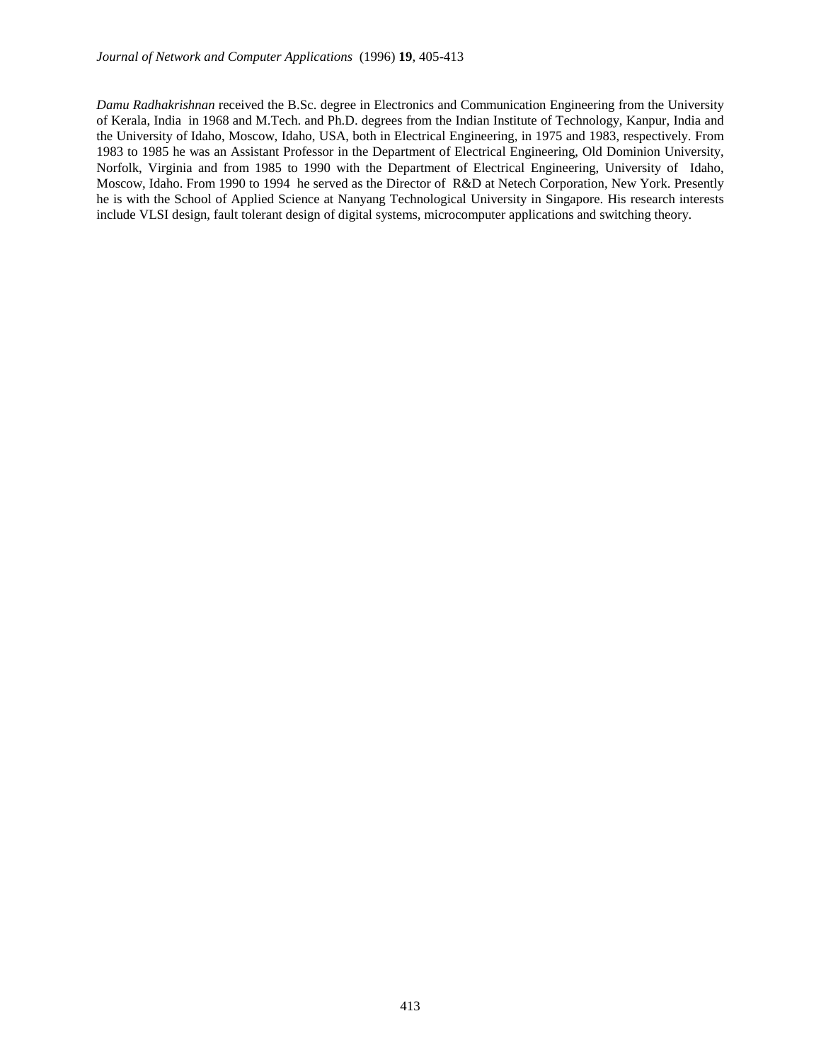*Damu Radhakrishnan* received the B.Sc. degree in Electronics and Communication Engineering from the University of Kerala, India in 1968 and M.Tech. and Ph.D. degrees from the Indian Institute of Technology, Kanpur, India and the University of Idaho, Moscow, Idaho, USA, both in Electrical Engineering, in 1975 and 1983, respectively. From 1983 to 1985 he was an Assistant Professor in the Department of Electrical Engineering, Old Dominion University, Norfolk, Virginia and from 1985 to 1990 with the Department of Electrical Engineering, University of Idaho, Moscow, Idaho. From 1990 to 1994 he served as the Director of R&D at Netech Corporation, New York. Presently he is with the School of Applied Science at Nanyang Technological University in Singapore. His research interests include VLSI design, fault tolerant design of digital systems, microcomputer applications and switching theory.